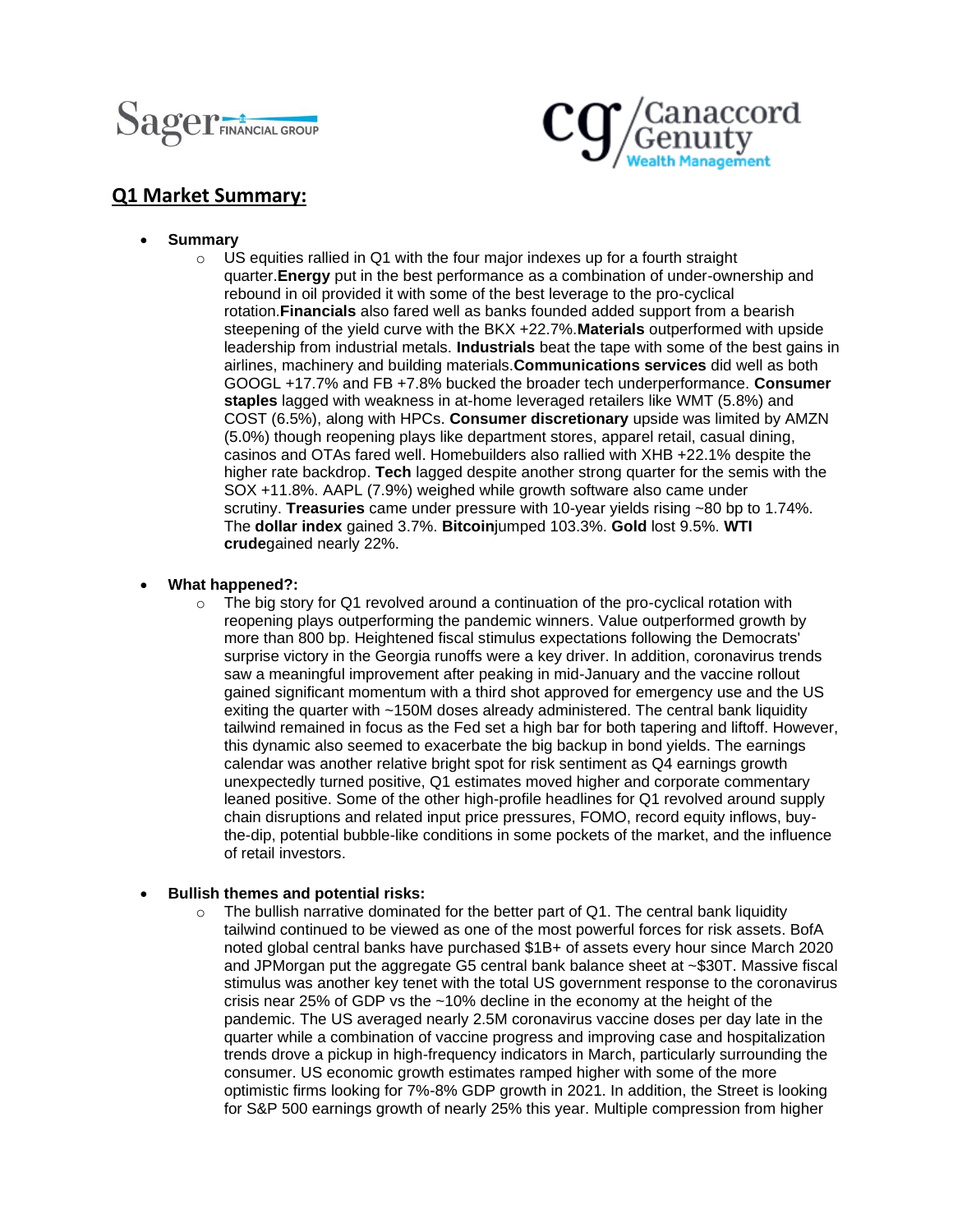## Q1 Market Summary:

- **Summary**
  - US equities rallied in Q1 with the four major indexes up for a fourth straight quarter.**Energy** put in the best performance as a combination of under-ownership and rebound in oil provided it with some of the best leverage to the pro-cyclical rotation.**Financials** also fared well as banks founded added support from a bearish steepening of the yield curve with the BKX +22.7%.**Materials** outperformed with upside leadership from industrial metals. **Industrials** beat the tape with some of the best gains in airlines, machinery and building materials.**Communications services** did well as both GOOGL +17.7% and FB +7.8% bucked the broader tech underperformance. **Consumer staples** lagged with weakness in at-home leveraged retailers like WMT (5.8%) and COST (6.5%), along with HPCs. **Consumer discretionary** upside was limited by AMZN (5.0%) though reopening plays like department stores, apparel retail, casual dining, casinos and OTAs fared well. Homebuilders also rallied with XHB +22.1% despite the higher rate backdrop. **Tech** lagged despite another strong quarter for the semis with the SOX +11.8%. AAPL (7.9%) weighed while growth software also came under scrutiny. **Treasuries** came under pressure with 10-year yields rising ~80 bp to 1.74%. The **dollar index** gained 3.7%. **Bitcoin**jumped 103.3%. **Gold** lost 9.5%. **WTI crude**gained nearly 22%.

- **What happened?:**
  - The big story for Q1 revolved around a continuation of the pro-cyclical rotation with reopening plays outperforming the pandemic winners. Value outperformed growth by more than 800 bp. Heightened fiscal stimulus expectations following the Democrats' surprise victory in the Georgia runoffs were a key driver. In addition, coronavirus trends saw a meaningful improvement after peaking in mid-January and the vaccine rollout gained significant momentum with a third shot approved for emergency use and the US exiting the quarter with ~150M doses already administered. The central bank liquidity tailwind remained in focus as the Fed set a high bar for both tapering and liftoff. However, this dynamic also seemed to exacerbate the big backup in bond yields. The earnings calendar was another relative bright spot for risk sentiment as Q4 earnings growth unexpectedly turned positive, Q1 estimates moved higher and corporate commentary leaned positive. Some of the other high-profile headlines for Q1 revolved around supply chain disruptions and related input price pressures, FOMO, record equity inflows, buy-the-dip, potential bubble-like conditions in some pockets of the market, and the influence of retail investors.

- **Bullish themes and potential risks:**
  - The bullish narrative dominated for the better part of Q1. The central bank liquidity tailwind continued to be viewed as one of the most powerful forces for risk assets. BofA noted global central banks have purchased $1B+ of assets every hour since March 2020 and JPMorgan put the aggregate G5 central bank balance sheet at ~$30T. Massive fiscal stimulus was another key tenet with the total US government response to the coronavirus crisis near 25% of GDP vs the ~10% decline in the economy at the height of the pandemic. The US averaged nearly 2.5M coronavirus vaccine doses per day late in the quarter while a combination of vaccine progress and improving case and hospitalization trends drove a pickup in high-frequency indicators in March, particularly surrounding the consumer. US economic growth estimates ramped higher with some of the more optimistic firms looking for 7%-8% GDP growth in 2021. In addition, the Street is looking for S&P 500 earnings growth of nearly 25% this year. Multiple compression from higher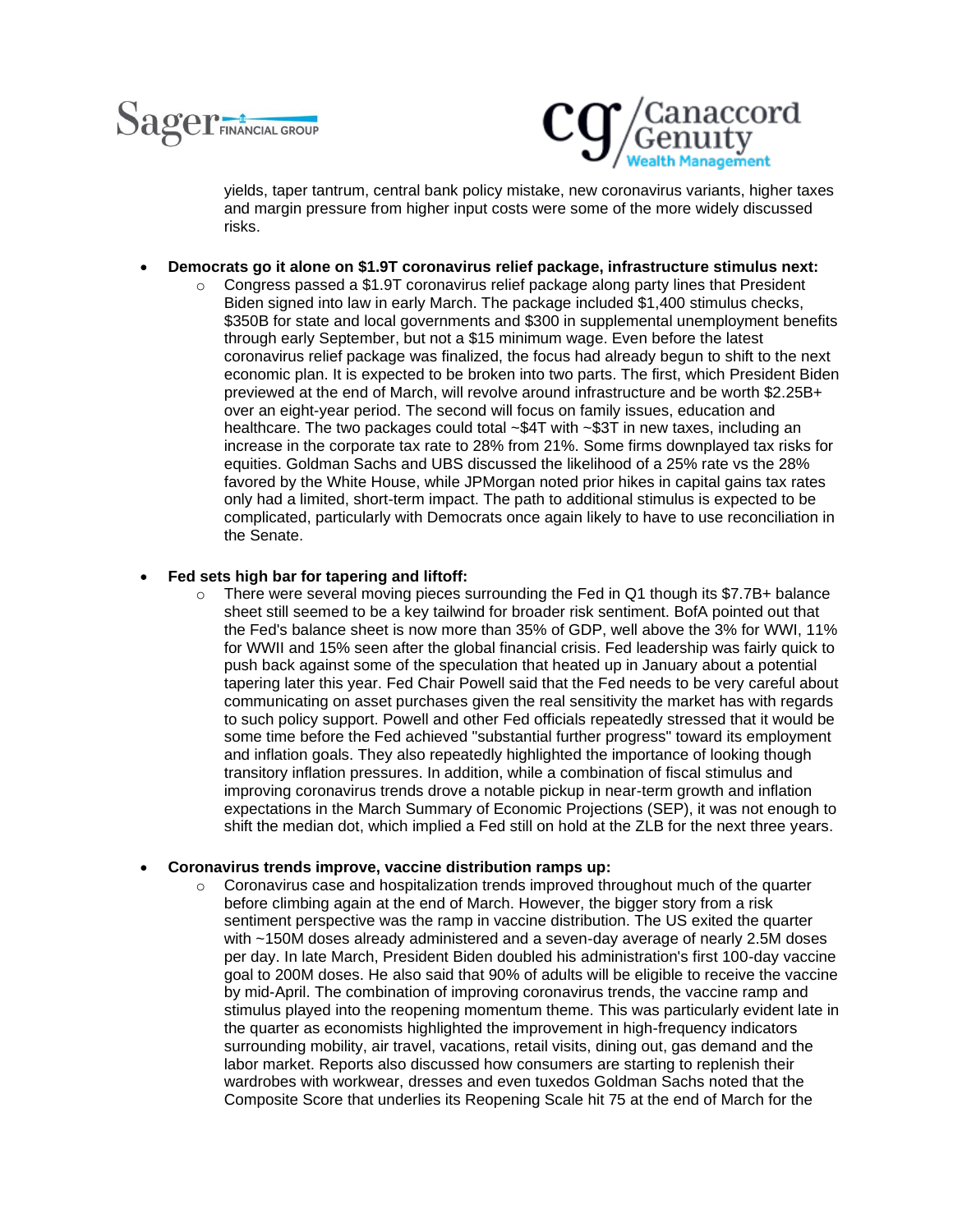yields, taper tantrum, central bank policy mistake, new coronavirus variants, higher taxes and margin pressure from higher input costs were some of the more widely discussed risks.

- **Democrats go it alone on $1.9T coronavirus relief package, infrastructure stimulus next:**
  - Congress passed a $1.9T coronavirus relief package along party lines that President Biden signed into law in early March. The package included $1,400 stimulus checks, $350B for state and local governments and $300 in supplemental unemployment benefits through early September, but not a $15 minimum wage. Even before the latest coronavirus relief package was finalized, the focus had already begun to shift to the next economic plan. It is expected to be broken into two parts. The first, which President Biden previewed at the end of March, will revolve around infrastructure and be worth $2.25B+ over an eight-year period. The second will focus on family issues, education and healthcare. The two packages could total ~$4T with ~$3T in new taxes, including an increase in the corporate tax rate to 28% from 21%. Some firms downplayed tax risks for equities. Goldman Sachs and UBS discussed the likelihood of a 25% rate vs the 28% favored by the White House, while JPMorgan noted prior hikes in capital gains tax rates only had a limited, short-term impact. The path to additional stimulus is expected to be complicated, particularly with Democrats once again likely to have to use reconciliation in the Senate.

- **Fed sets high bar for tapering and liftoff:**
  - There were several moving pieces surrounding the Fed in Q1 though its $7.7B+ balance sheet still seemed to be a key tailwind for broader risk sentiment. BofA pointed out that the Fed's balance sheet is now more than 35% of GDP, well above the 3% for WWI, 11% for WWII and 15% seen after the global financial crisis. Fed leadership was fairly quick to push back against some of the speculation that heated up in January about a potential tapering later this year. Fed Chair Powell said that the Fed needs to be very careful about communicating on asset purchases given the real sensitivity the market has with regards to such policy support. Powell and other Fed officials repeatedly stressed that it would be some time before the Fed achieved "substantial further progress" toward its employment and inflation goals. They also repeatedly highlighted the importance of looking though transitory inflation pressures. In addition, while a combination of fiscal stimulus and improving coronavirus trends drove a notable pickup in near-term growth and inflation expectations in the March Summary of Economic Projections (SEP), it was not enough to shift the median dot, which implied a Fed still on hold at the ZLB for the next three years.

- **Coronavirus trends improve, vaccine distribution ramps up:**
  - Coronavirus case and hospitalization trends improved throughout much of the quarter before climbing again at the end of March. However, the bigger story from a risk sentiment perspective was the ramp in vaccine distribution. The US exited the quarter with ~150M doses already administered and a seven-day average of nearly 2.5M doses per day. In late March, President Biden doubled his administration's first 100-day vaccine goal to 200M doses. He also said that 90% of adults will be eligible to receive the vaccine by mid-April. The combination of improving coronavirus trends, the vaccine ramp and stimulus played into the reopening momentum theme. This was particularly evident late in the quarter as economists highlighted the improvement in high-frequency indicators surrounding mobility, air travel, vacations, retail visits, dining out, gas demand and the labor market. Reports also discussed how consumers are starting to replenish their wardrobes with workwear, dresses and even tuxedos Goldman Sachs noted that the Composite Score that underlies its Reopening Scale hit 75 at the end of March for the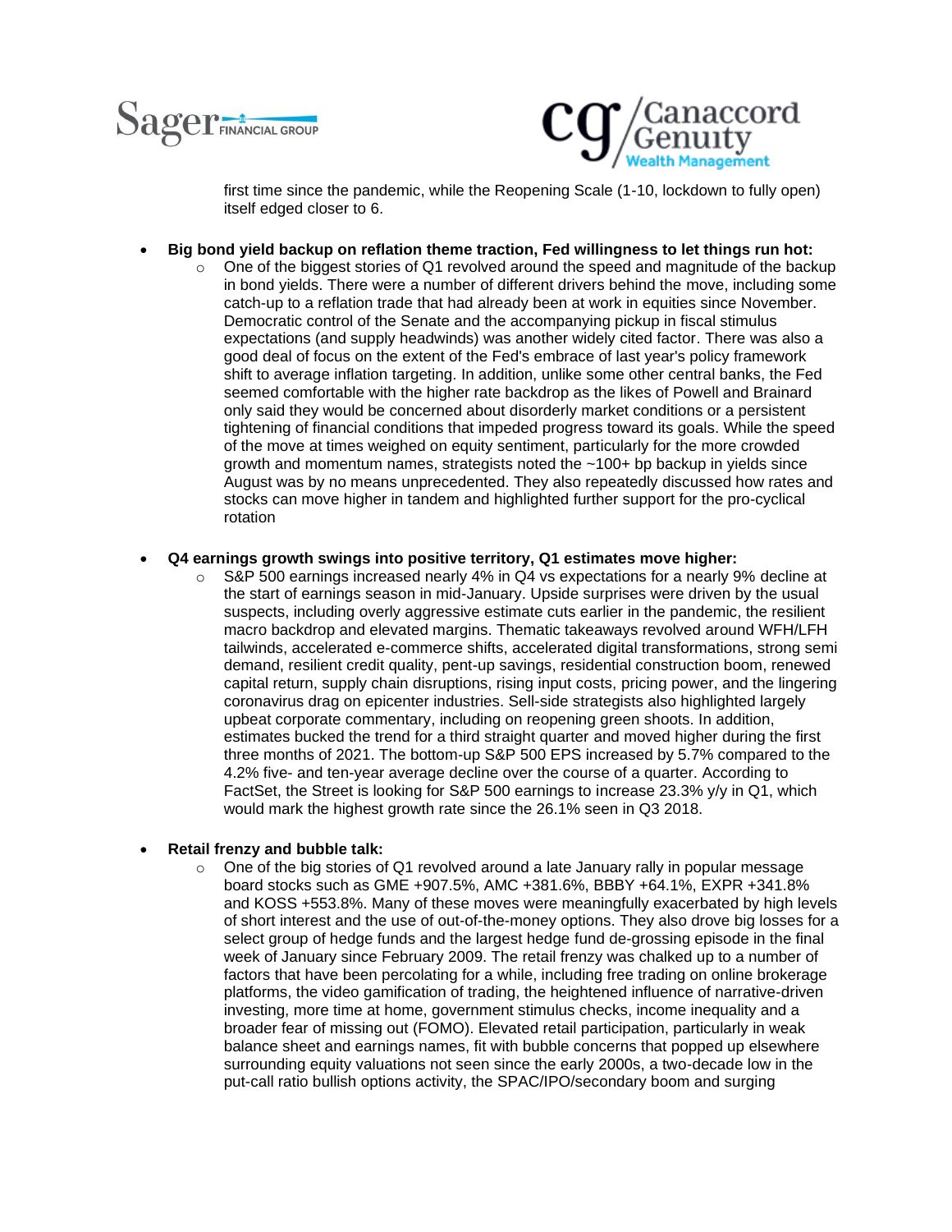first time since the pandemic, while the Reopening Scale (1-10, lockdown to fully open) itself edged closer to 6.

- **Big bond yield backup on reflation theme traction, Fed willingness to let things run hot:**
  - One of the biggest stories of Q1 revolved around the speed and magnitude of the backup in bond yields. There were a number of different drivers behind the move, including some catch-up to a reflation trade that had already been at work in equities since November. Democratic control of the Senate and the accompanying pickup in fiscal stimulus expectations (and supply headwinds) was another widely cited factor. There was also a good deal of focus on the extent of the Fed's embrace of last year's policy framework shift to average inflation targeting. In addition, unlike some other central banks, the Fed seemed comfortable with the higher rate backdrop as the likes of Powell and Brainard only said they would be concerned about disorderly market conditions or a persistent tightening of financial conditions that impeded progress toward its goals. While the speed of the move at times weighed on equity sentiment, particularly for the more crowded growth and momentum names, strategists noted the ~100+ bp backup in yields since August was by no means unprecedented. They also repeatedly discussed how rates and stocks can move higher in tandem and highlighted further support for the pro-cyclical rotation

- **Q4 earnings growth swings into positive territory, Q1 estimates move higher:**
  - S&P 500 earnings increased nearly 4% in Q4 vs expectations for a nearly 9% decline at the start of earnings season in mid-January. Upside surprises were driven by the usual suspects, including overly aggressive estimate cuts earlier in the pandemic, the resilient macro backdrop and elevated margins. Thematic takeaways revolved around WFH/LFH tailwinds, accelerated e-commerce shifts, accelerated digital transformations, strong semi demand, resilient credit quality, pent-up savings, residential construction boom, renewed capital return, supply chain disruptions, rising input costs, pricing power, and the lingering coronavirus drag on epicenter industries. Sell-side strategists also highlighted largely upbeat corporate commentary, including on reopening green shoots. In addition, estimates bucked the trend for a third straight quarter and moved higher during the first three months of 2021. The bottom-up S&P 500 EPS increased by 5.7% compared to the 4.2% five- and ten-year average decline over the course of a quarter. According to FactSet, the Street is looking for S&P 500 earnings to increase 23.3% y/y in Q1, which would mark the highest growth rate since the 26.1% seen in Q3 2018.

- **Retail frenzy and bubble talk:**
  - One of the big stories of Q1 revolved around a late January rally in popular message board stocks such as GME +907.5%, AMC +381.6%, BBBY +64.1%, EXPR +341.8% and KOSS +553.8%. Many of these moves were meaningfully exacerbated by high levels of short interest and the use of out-of-the-money options. They also drove big losses for a select group of hedge funds and the largest hedge fund de-grossing episode in the final week of January since February 2009. The retail frenzy was chalked up to a number of factors that have been percolating for a while, including free trading on online brokerage platforms, the video gamification of trading, the heightened influence of narrative-driven investing, more time at home, government stimulus checks, income inequality and a broader fear of missing out (FOMO). Elevated retail participation, particularly in weak balance sheet and earnings names, fit with bubble concerns that popped up elsewhere surrounding equity valuations not seen since the early 2000s, a two-decade low in the put-call ratio bullish options activity, the SPAC/IPO/secondary boom and surging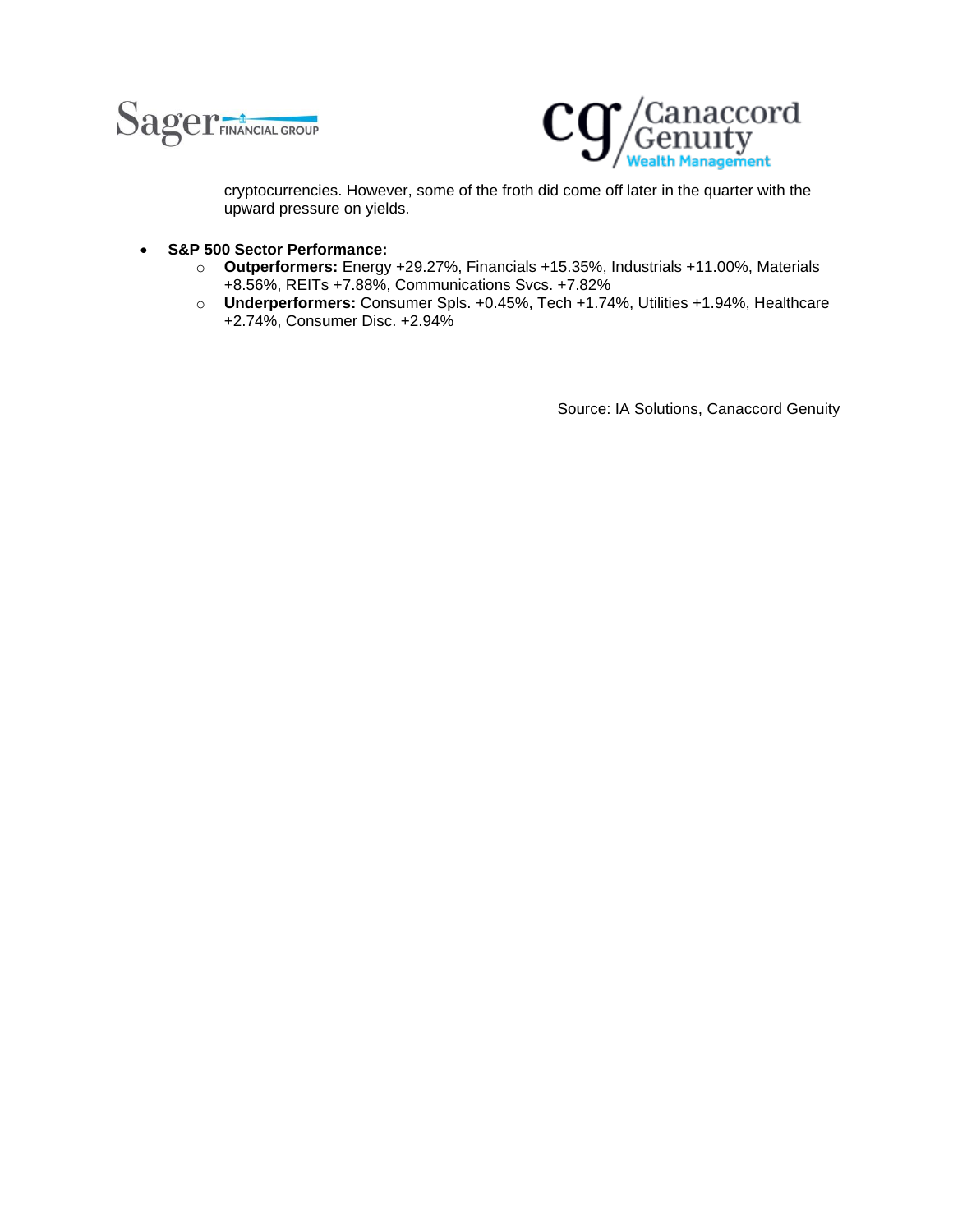cryptocurrencies. However, some of the froth did come off later in the quarter with the upward pressure on yields.

- **S&P 500 Sector Performance:**
  - **Outperformers:** Energy +29.27%, Financials +15.35%, Industrials +11.00%, Materials +8.56%, REITs +7.88%, Communications Svcs. +7.82%
  - **Underperformers:** Consumer Spls. +0.45%, Tech +1.74%, Utilities +1.94%, Healthcare +2.74%, Consumer Disc. +2.94%

Source: IA Solutions, Canaccord Genuity